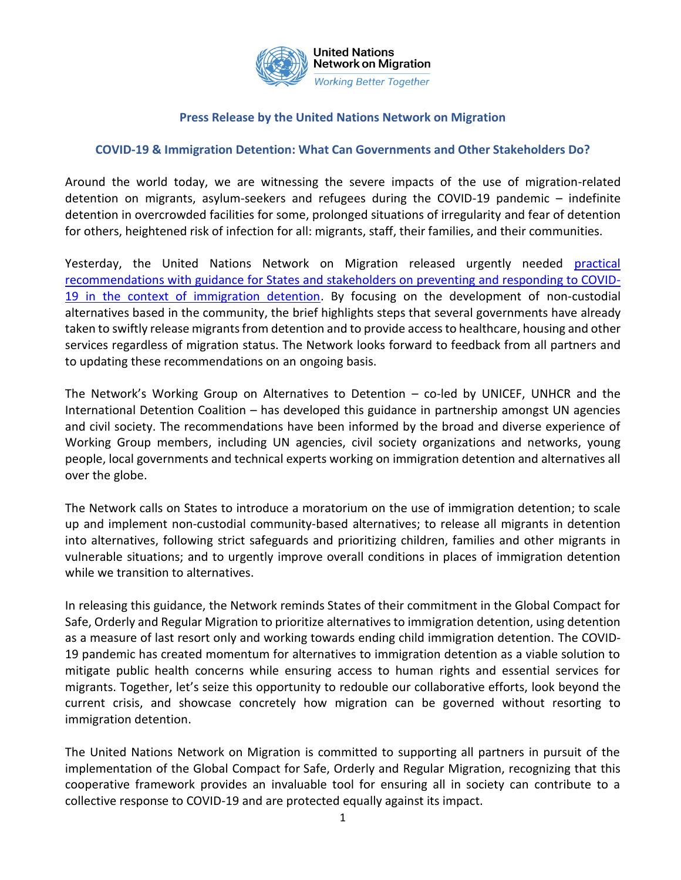United Nations Network on Migration
*Working Better Together*

## Press Release by the United Nations Network on Migration

### COVID-19 & Immigration Detention: What Can Governments and Other Stakeholders Do?

Around the world today, we are witnessing the severe impacts of the use of migration-related detention on migrants, asylum-seekers and refugees during the COVID-19 pandemic – indefinite detention in overcrowded facilities for some, prolonged situations of irregularity and fear of detention for others, heightened risk of infection for all: migrants, staff, their families, and their communities.

Yesterday, the United Nations Network on Migration released urgently needed practical recommendations with guidance for States and stakeholders on preventing and responding to COVID-19 in the context of immigration detention. By focusing on the development of non-custodial alternatives based in the community, the brief highlights steps that several governments have already taken to swiftly release migrants from detention and to provide access to healthcare, housing and other services regardless of migration status. The Network looks forward to feedback from all partners and to updating these recommendations on an ongoing basis.

The Network's Working Group on Alternatives to Detention – co-led by UNICEF, UNHCR and the International Detention Coalition – has developed this guidance in partnership amongst UN agencies and civil society. The recommendations have been informed by the broad and diverse experience of Working Group members, including UN agencies, civil society organizations and networks, young people, local governments and technical experts working on immigration detention and alternatives all over the globe.

The Network calls on States to introduce a moratorium on the use of immigration detention; to scale up and implement non-custodial community-based alternatives; to release all migrants in detention into alternatives, following strict safeguards and prioritizing children, families and other migrants in vulnerable situations; and to urgently improve overall conditions in places of immigration detention while we transition to alternatives.

In releasing this guidance, the Network reminds States of their commitment in the Global Compact for Safe, Orderly and Regular Migration to prioritize alternatives to immigration detention, using detention as a measure of last resort only and working towards ending child immigration detention. The COVID-19 pandemic has created momentum for alternatives to immigration detention as a viable solution to mitigate public health concerns while ensuring access to human rights and essential services for migrants. Together, let's seize this opportunity to redouble our collaborative efforts, look beyond the current crisis, and showcase concretely how migration can be governed without resorting to immigration detention.

The United Nations Network on Migration is committed to supporting all partners in pursuit of the implementation of the Global Compact for Safe, Orderly and Regular Migration, recognizing that this cooperative framework provides an invaluable tool for ensuring all in society can contribute to a collective response to COVID-19 and are protected equally against its impact.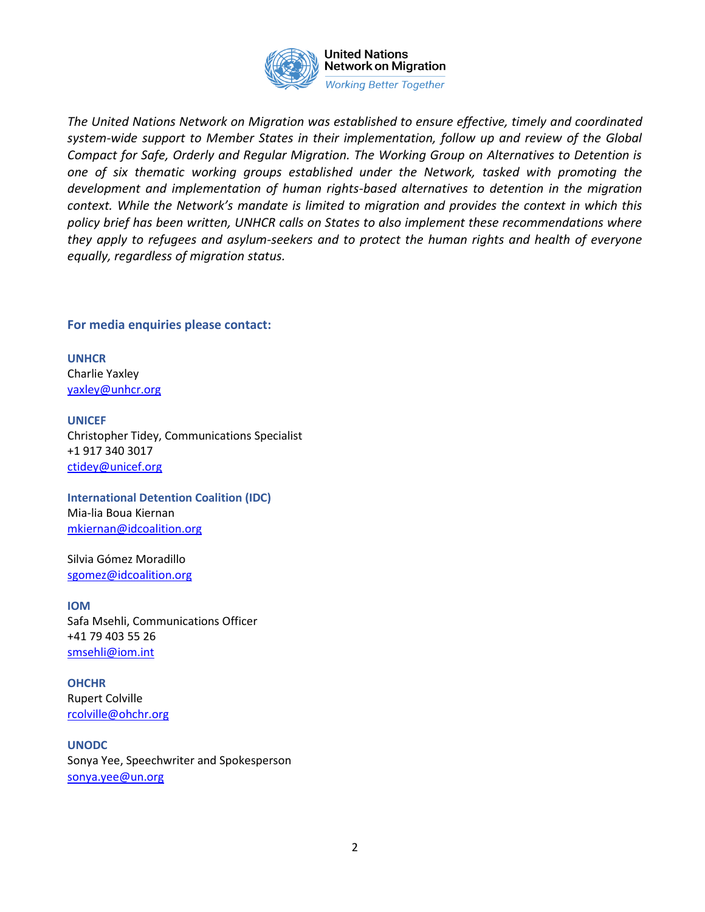*The United Nations Network on Migration was established to ensure effective, timely and coordinated system-wide support to Member States in their implementation, follow up and review of the Global Compact for Safe, Orderly and Regular Migration. The Working Group on Alternatives to Detention is one of six thematic working groups established under the Network, tasked with promoting the development and implementation of human rights-based alternatives to detention in the migration context. While the Network's mandate is limited to migration and provides the context in which this policy brief has been written, UNHCR calls on States to also implement these recommendations where they apply to refugees and asylum-seekers and to protect the human rights and health of everyone equally, regardless of migration status.*

**For media enquiries please contact:**

**UNHCR**
Charlie Yaxley
yaxley@unhcr.org

**UNICEF**
Christopher Tidey, Communications Specialist
+1 917 340 3017
ctidey@unicef.org

**International Detention Coalition (IDC)**
Mia-lia Boua Kiernan
mkiernan@idcoalition.org

Silvia Gómez Moradillo
sgomez@idcoalition.org

**IOM**
Safa Msehli, Communications Officer
+41 79 403 55 26
smsehli@iom.int

**OHCHR**
Rupert Colville
rcolville@ohchr.org

**UNODC**
Sonya Yee, Speechwriter and Spokesperson
sonya.yee@un.org